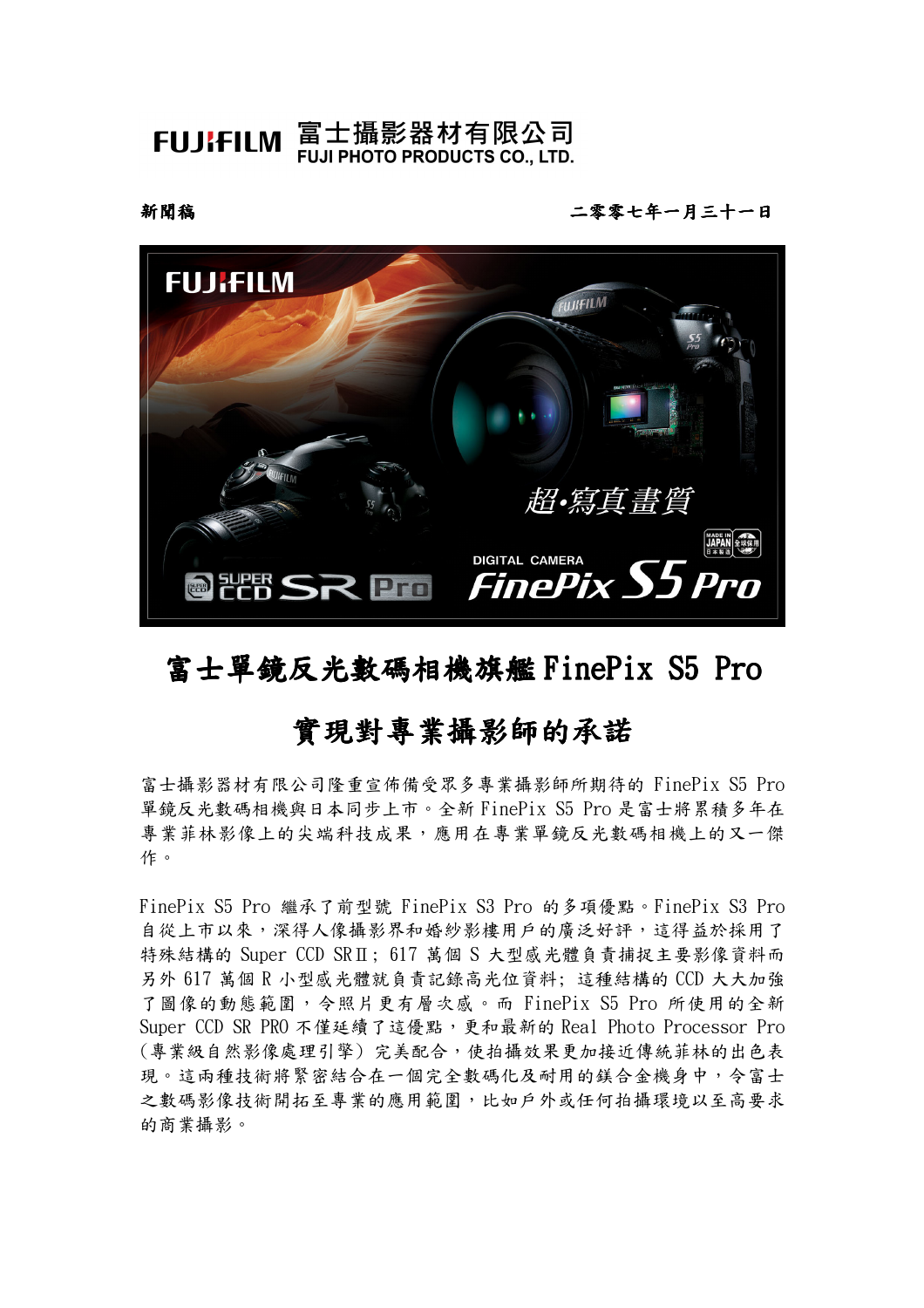FUJIFILM 富士攝影器材有限公司
FUJI PHOTO PRODUCTS CO., LTD.

**新聞稿** **二零零七年一月三十一日**

# 富士單鏡反光數碼相機旗艦 FinePix S5 Pro

# 實現對專業攝影師的承諾

富士攝影器材有限公司隆重宣佈備受眾多專業攝影師所期待的 FinePix S5 Pro 單鏡反光數碼相機與日本同步上市。全新 FinePix S5 Pro 是富士將累積多年在專業菲林影像上的尖端科技成果，應用在專業單鏡反光數碼相機上的又一傑作。

FinePix S5 Pro 繼承了前型號 FinePix S3 Pro 的多項優點。FinePix S3 Pro 自從上市以來，深得人像攝影界和婚紗影樓用戶的廣泛好評，這得益於採用了特殊結構的 Super CCD SRⅡ; 617 萬個 S 大型感光體負責捕捉主要影像資料而另外 617 萬個 R 小型感光體就負責記錄高光位資料; 這種結構的 CCD 大大加強了圖像的動態範圍，令照片更有層次感。而 FinePix S5 Pro 所使用的全新 Super CCD SR PRO 不僅延續了這優點，更和最新的 Real Photo Processor Pro (專業級自然影像處理引擎) 完美配合，使拍攝效果更加接近傳統菲林的出色表現。這兩種技術將緊密結合在一個完全數碼化及耐用的鎂合金機身中，令富士之數碼影像技術開拓至專業的應用範圍，比如戶外或任何拍攝環境以至高要求的商業攝影。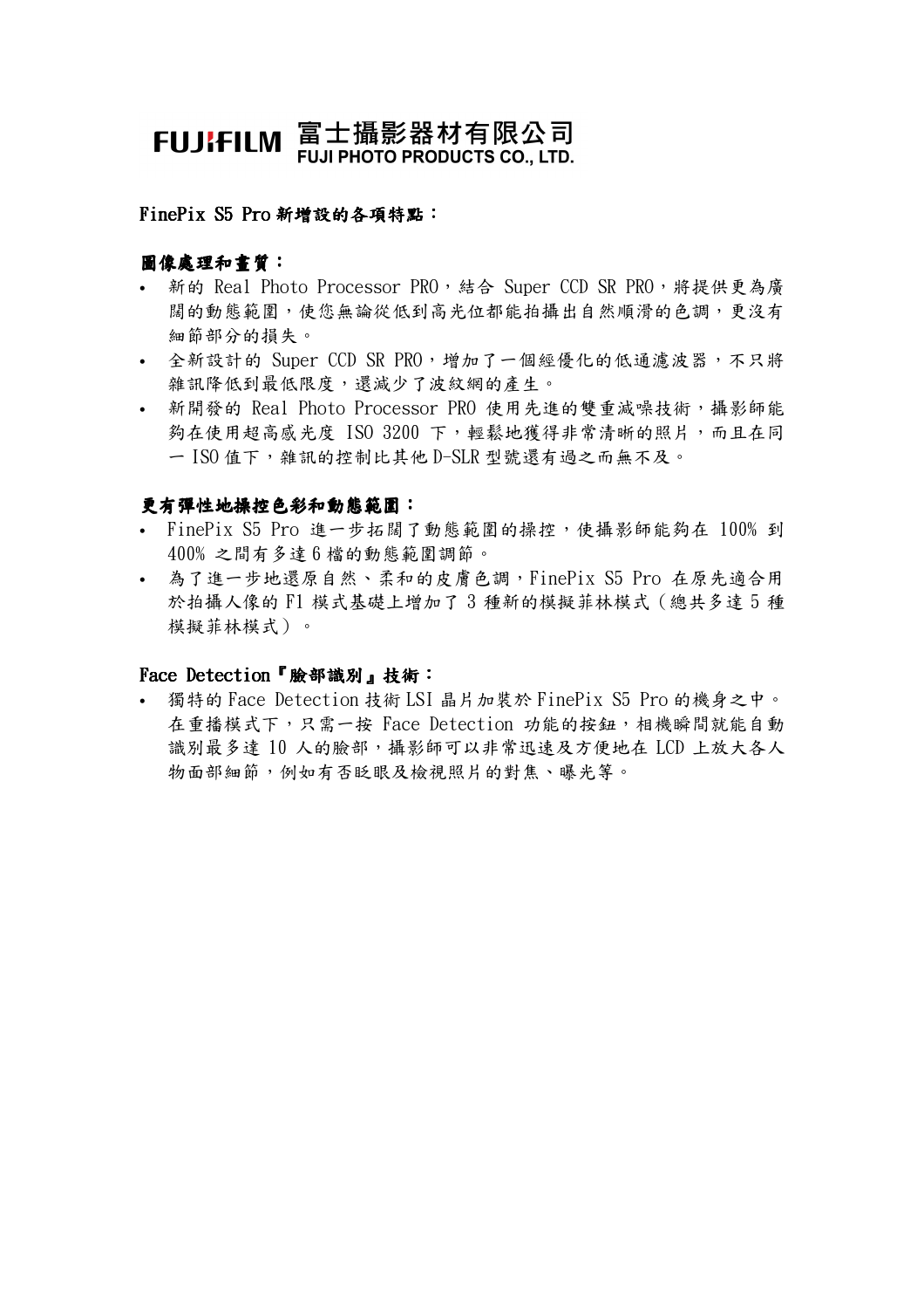**FUJIFILM 富士攝影器材有限公司**
**FUJI PHOTO PRODUCTS CO., LTD.**

## FinePix S5 Pro 新增設的各項特點：

### 圖像處理和畫質：

- 新的 Real Photo Processor PRO，結合 Super CCD SR PRO，將提供更為廣闊的動態範圍，使您無論從低到高光位都能拍攝出自然順滑的色調，更沒有細節部分的損失。
- 全新設計的 Super CCD SR PRO，增加了一個經優化的低通濾波器，不只將雜訊降低到最低限度，還減少了波紋網的產生。
- 新開發的 Real Photo Processor PRO 使用先進的雙重減噪技術，攝影師能夠在使用超高感光度 ISO 3200 下，輕鬆地獲得非常清晰的照片，而且在同一 ISO 值下，雜訊的控制比其他 D-SLR 型號還有過之而無不及。

### 更有彈性地操控色彩和動態範圍：

- FinePix S5 Pro 進一步拓闊了動態範圍的操控，使攝影師能夠在 100% 到 400% 之間有多達 6 檔的動態範圍調節。
- 為了進一步地還原自然、柔和的皮膚色調，FinePix S5 Pro 在原先適合用於拍攝人像的 F1 模式基礎上增加了 3 種新的模擬菲林模式（總共多達 5 種模擬菲林模式）。

### Face Detection『臉部識別』技術：

- 獨特的 Face Detection 技術 LSI 晶片加裝於 FinePix S5 Pro 的機身之中。在重播模式下，只需一按 Face Detection 功能的按鈕，相機瞬間就能自動識別最多達 10 人的臉部，攝影師可以非常迅速及方便地在 LCD 上放大各人物面部細節，例如有否眨眼及檢視照片的對焦、曝光等。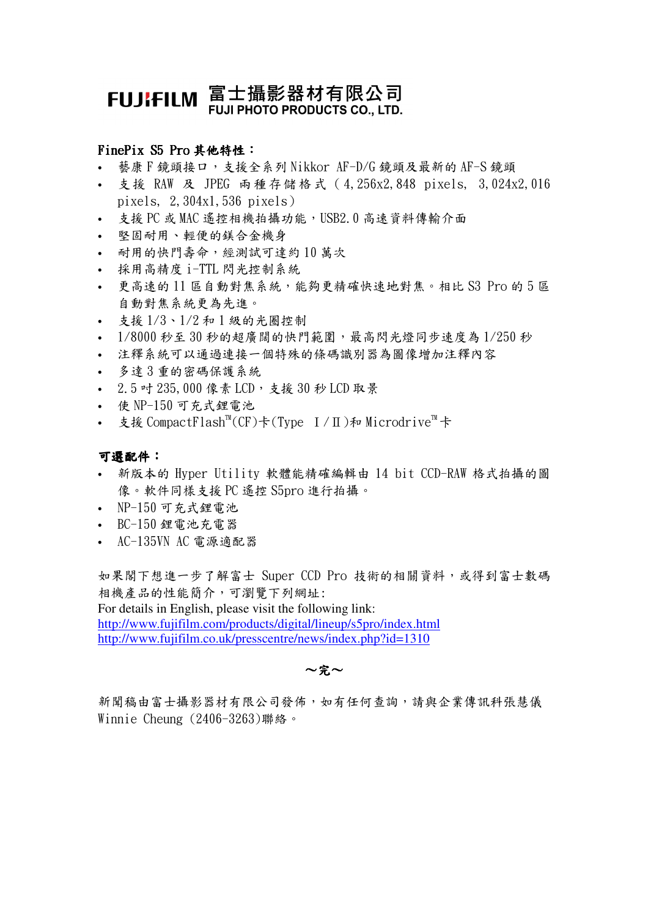**FUJIFILM 富士攝影器材有限公司**
**FUJI PHOTO PRODUCTS CO., LTD.**

**FinePix S5 Pro 其他特性：**

- 藝康 F 鏡頭接口，支援全系列 Nikkor AF-D/G 鏡頭及最新的 AF-S 鏡頭
- 支援 RAW 及 JPEG 兩種存儲格式（4,256x2,848 pixels, 3,024x2,016 pixels, 2,304x1,536 pixels）
- 支援 PC 或 MAC 遙控相機拍攝功能，USB2.0 高速資料傳輸介面
- 堅固耐用、輕便的鎂合金機身
- 耐用的快門壽命，經測試可達約 10 萬次
- 採用高精度 i-TTL 閃光控制系統
- 更高速的 11 區自動對焦系統，能夠更精確快速地對焦。相比 S3 Pro 的 5 區自動對焦系統更為先進。
- 支援 1/3、1/2 和 1 級的光圈控制
- 1/8000 秒至 30 秒的超廣闊的快門範圍，最高閃光燈同步速度為 1/250 秒
- 注釋系統可以通過連接一個特殊的條碼識別器為圖像增加注釋內容
- 多達 3 重的密碼保護系統
- 2.5 吋 235,000 像素 LCD，支援 30 秒 LCD 取景
- 使 NP-150 可充式鋰電池
- 支援 CompactFlash™(CF)卡(Type Ⅰ/Ⅱ)和 Microdrive™卡

**可選配件：**

- 新版本的 Hyper Utility 軟體能精確編輯由 14 bit CCD-RAW 格式拍攝的圖像。軟件同樣支援 PC 遙控 S5pro 進行拍攝。
- NP-150 可充式鋰電池
- BC-150 鋰電池充電器
- AC-135VN AC 電源適配器

如果閣下想進一步了解富士 Super CCD Pro 技術的相關資料，或得到富士數碼相機產品的性能簡介，可瀏覽下列網址:
For details in English, please visit the following link:
http://www.fujifilm.com/products/digital/lineup/s5pro/index.html
http://www.fujifilm.co.uk/presscentre/news/index.php?id=1310

～完～

新聞稿由富士攝影器材有限公司發佈，如有任何查詢，請與企業傳訊科張慧儀 Winnie Cheung (2406-3263)聯絡。